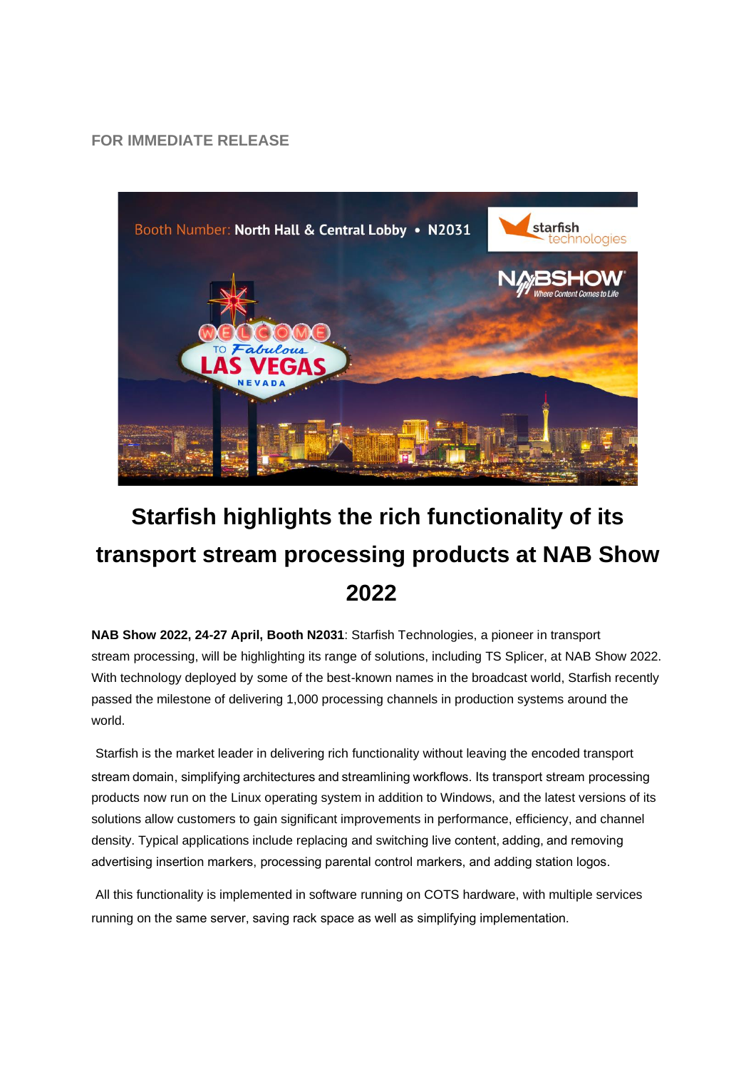**FOR IMMEDIATE RELEASE**

# Starfish highlights the rich functionality of its transport stream processing products at NAB Show 2022

**NAB Show 2022, 24-27 April, Booth N2031**: Starfish Technologies, a pioneer in transport stream processing, will be highlighting its range of solutions, including TS Splicer, at NAB Show 2022. With technology deployed by some of the best-known names in the broadcast world, Starfish recently passed the milestone of delivering 1,000 processing channels in production systems around the world.

Starfish is the market leader in delivering rich functionality without leaving the encoded transport stream domain, simplifying architectures and streamlining workflows. Its transport stream processing products now run on the Linux operating system in addition to Windows, and the latest versions of its solutions allow customers to gain significant improvements in performance, efficiency, and channel density. Typical applications include replacing and switching live content, adding, and removing advertising insertion markers, processing parental control markers, and adding station logos.

All this functionality is implemented in software running on COTS hardware, with multiple services running on the same server, saving rack space as well as simplifying implementation.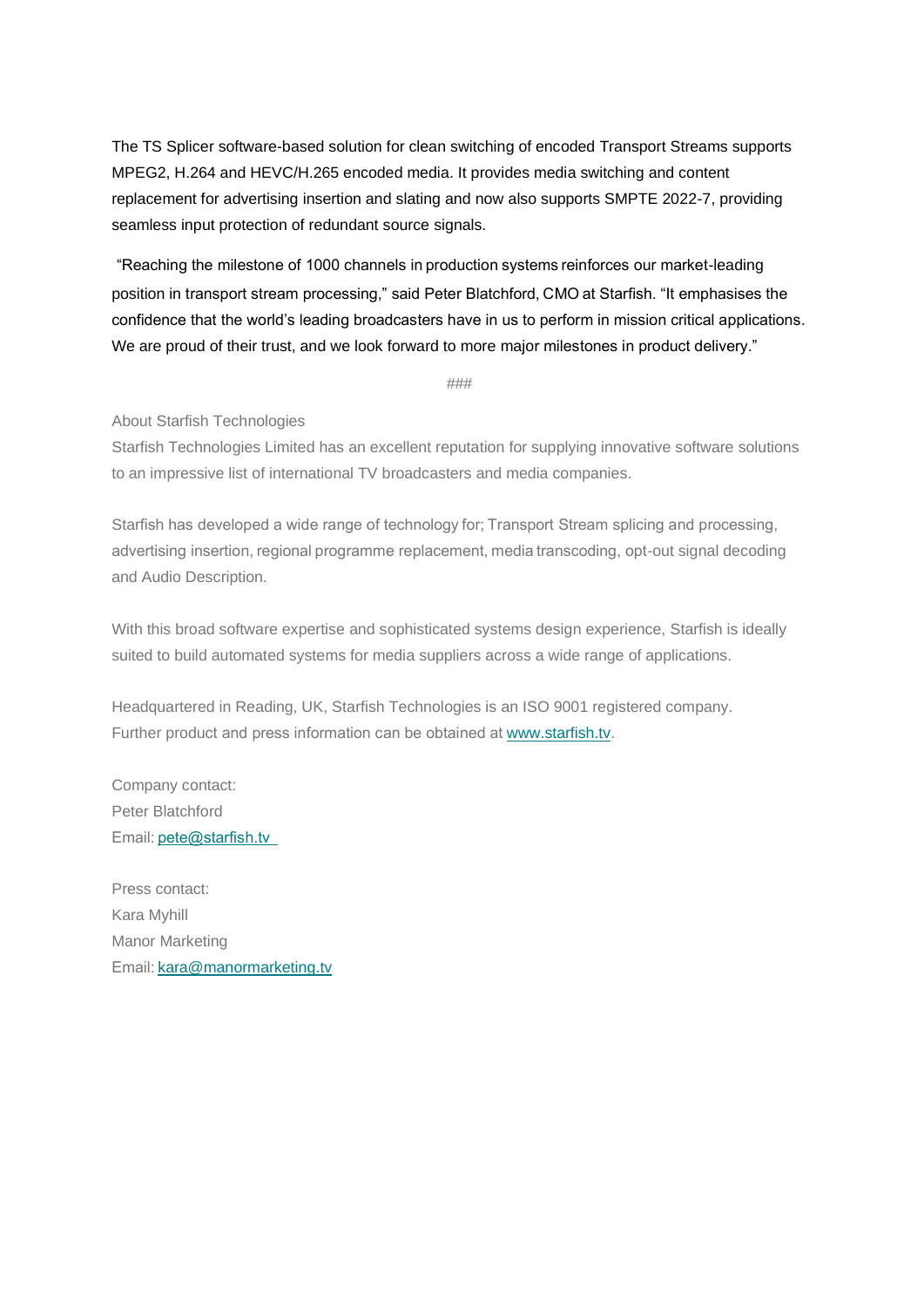The TS Splicer software-based solution for clean switching of encoded Transport Streams supports MPEG2, H.264 and HEVC/H.265 encoded media. It provides media switching and content replacement for advertising insertion and slating and now also supports SMPTE 2022-7, providing seamless input protection of redundant source signals.

"Reaching the milestone of 1000 channels in production systems reinforces our market-leading position in transport stream processing," said Peter Blatchford, CMO at Starfish. "It emphasises the confidence that the world's leading broadcasters have in us to perform in mission critical applications. We are proud of their trust, and we look forward to more major milestones in product delivery."

###

About Starfish Technologies

Starfish Technologies Limited has an excellent reputation for supplying innovative software solutions to an impressive list of international TV broadcasters and media companies.

Starfish has developed a wide range of technology for; Transport Stream splicing and processing, advertising insertion, regional programme replacement, media transcoding, opt-out signal decoding and Audio Description.

With this broad software expertise and sophisticated systems design experience, Starfish is ideally suited to build automated systems for media suppliers across a wide range of applications.

Headquartered in Reading, UK, Starfish Technologies is an ISO 9001 registered company.
Further product and press information can be obtained at www.starfish.tv.

Company contact:
Peter Blatchford
Email: pete@starfish.tv

Press contact:
Kara Myhill
Manor Marketing
Email: kara@manormarketing.tv